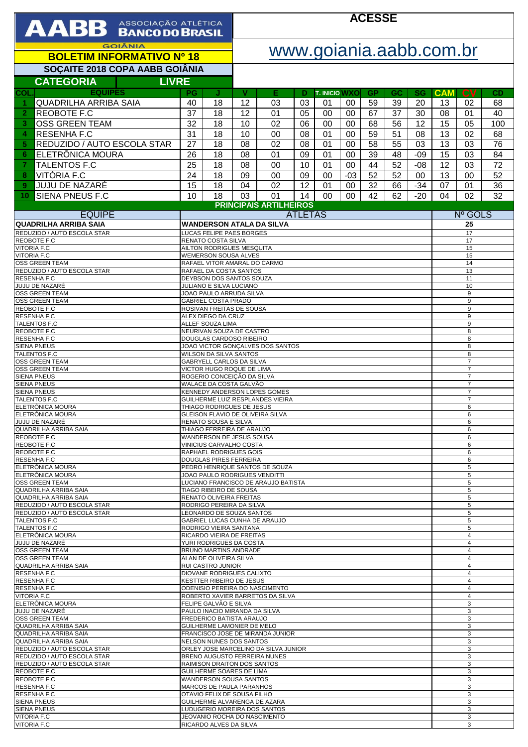**AABB ASSOCIAÇÃO ATLÉTICA BANCO DO BRASIL**
GOIÂNIA

**ACESSE**

www.goiania.aabb.com.br

## BOLETIM INFORMATIVO Nº 18

### SOÇAITE 2018 COPA AABB GOIÂNIA

### CATEGORIA LIVRE

| COL. | EQUIPES | PG | J | V | E | D | T. INICIO | WXO | GP | GC | SG | CAM | CV | CD |
|---|---|---|---|---|---|---|---|---|---|---|---|---|---|---|
| 1 | QUADRILHA ARRIBA SAIA | 40 | 18 | 12 | 03 | 03 | 01 | 00 | 59 | 39 | 20 | 13 | 02 | 68 |
| 2 | REBOTE F.C | 37 | 18 | 12 | 01 | 05 | 00 | 00 | 67 | 37 | 30 | 08 | 01 | 40 |
| 3 | OSS GREEN TEAM | 32 | 18 | 10 | 02 | 06 | 00 | 00 | 68 | 56 | 12 | 15 | 05 | 100 |
| 4 | RESENHA F.C | 31 | 18 | 10 | 00 | 08 | 01 | 00 | 59 | 51 | 08 | 13 | 02 | 68 |
| 5 | REDUZIDO / AUTO ESCOLA STAR | 27 | 18 | 08 | 02 | 08 | 01 | 00 | 58 | 55 | 03 | 13 | 03 | 76 |
| 6 | ELETRÔNICA MOURA | 26 | 18 | 08 | 01 | 09 | 01 | 00 | 39 | 48 | -09 | 15 | 03 | 84 |
| 7 | TALENTOS F.C | 25 | 18 | 08 | 00 | 10 | 01 | 00 | 44 | 52 | -08 | 12 | 03 | 72 |
| 8 | VITÓRIA F.C | 24 | 18 | 09 | 00 | 09 | 00 | -03 | 52 | 52 | 00 | 13 | 00 | 52 |
| 9 | JUJU DE NAZARÉ | 15 | 18 | 04 | 02 | 12 | 01 | 00 | 32 | 66 | -34 | 07 | 01 | 36 |
| 10 | SIENA PNEUS F.C | 10 | 18 | 03 | 01 | 14 | 00 | 00 | 42 | 62 | -20 | 04 | 02 | 32 |

### PRINCIPAIS ARTILHEIROS

| EQUIPE | ATLETAS | Nº GOLS |
|---|---|---|
| **QUADRILHA ARRIBA SAIA** | **WANDERSON ATALA DA SILVA** | **25** |
| REDUZIDO / AUTO ESCOLA STAR | LUCAS FELIPE PAES BORGES | 17 |
| REOBOTE F.C | RENATO COSTA SILVA | 17 |
| VITORIA F.C | AILTON RODRIGUES MESQUITA | 15 |
| VITORIA F.C | WEMERSON SOUSA ALVES | 15 |
| OSS GREEN TEAM | RAFAEL VITOR AMARAL DO CARMO | 14 |
| REDUZIDO / AUTO ESCOLA STAR | RAFAEL DA COSTA SANTOS | 13 |
| RESENHA F.C | DEYBSON DOS SANTOS SOUZA | 11 |
| JUJU DE NAZARÉ | JULIANO E SILVA LUCIANO | 10 |
| OSS GREEN TEAM | JOAO PAULO ARRUDA SILVA | 9 |
| OSS GREEN TEAM | GABRIEL COSTA PRADO | 9 |
| REOBOTE F.C | ROSIVAN FREITAS DE SOUSA | 9 |
| RESENHA F.C | ALEX DIEGO DA CRUZ | 9 |
| TALENTOS F.C | ALLEF SOUZA LIMA | 9 |
| REOBOTE F.C | NEURIVAN SOUZA DE CASTRO | 8 |
| RESENHA F.C | DOUGLAS CARDOSO RIBEIRO | 8 |
| SIENA PNEUS | JOAO VICTOR GONÇALVES DOS SANTOS | 8 |
| TALENTOS F.C | WILSON DA SILVA SANTOS | 8 |
| OSS GREEN TEAM | GABRYELL CARLOS DA SILVA | 7 |
| OSS GREEN TEAM | VICTOR HUGO ROQUE DE LIMA | 7 |
| SIENA PNEUS | ROGERIO CONCEIÇÃO DA SILVA | 7 |
| SIENA PNEUS | WALACE DA COSTA GALVÃO | 7 |
| SIENA PNEUS | KENNEDY ANDERSON LOPES GOMES | 7 |
| TALENTOS F.C | GUILHERME LUIZ RESPLANDES VIEIRA | 7 |
| ELETRÔNICA MOURA | THIAGO RODRIGUES DE JESUS | 6 |
| ELETRÔNICA MOURA | GLEISON FLAVIO DE OLIVEIRA SILVA | 6 |
| JUJU DE NAZARÉ | RENATO SOUSA E SILVA | 6 |
| QUADRILHA ARRIBA SAIA | THIAGO FERREIRA DE ARAUJO | 6 |
| REOBOTE F.C | WANDERSON DE JESUS SOUSA | 6 |
| REOBOTE F.C | VINICIUS CARVALHO COSTA | 6 |
| REOBOTE F.C | RAPHAEL RODRIGUES GOIS | 6 |
| RESENHA F.C | DOUGLAS PIRES FERREIRA | 6 |
| ELETRÔNICA MOURA | PEDRO HENRIQUE SANTOS DE SOUZA | 5 |
| ELETRÔNICA MOURA | JOAO PAULO RODRIGUES VENDITTI | 5 |
| OSS GREEN TEAM | LUCIANO FRANCISCO DE ARAUJO BATISTA | 5 |
| QUADRILHA ARRIBA SAIA | TIAGO RIBEIRO DE SOUSA | 5 |
| QUADRILHA ARRIBA SAIA | RENATO OLIVEIRA FREITAS | 5 |
| REDUZIDO / AUTO ESCOLA STAR | RODRIGO PEREIRA DA SILVA | 5 |
| REDUZIDO / AUTO ESCOLA STAR | LEONARDO DE SOUZA SANTOS | 5 |
| TALENTOS F.C | GABRIEL LUCAS CUNHA DE ARAUJO | 5 |
| TALENTOS F.C | RODRIGO VIEIRA SANTANA | 5 |
| ELETRÔNICA MOURA | RICARDO VIEIRA DE FREITAS | 4 |
| JUJU DE NAZARÉ | YURI RODRIGUES DA COSTA | 4 |
| OSS GREEN TEAM | BRUNO MARTINS ANDRADE | 4 |
| OSS GREEN TEAM | ALAN DE OLIVEIRA SILVA | 4 |
| QUADRILHA ARRIBA SAIA | RUI CASTRO JUNIOR | 4 |
| RESENHA F.C | DIOVANE RODRIGUES CALIXTO | 4 |
| RESENHA F.C | KESTTER RIBEIRO DE JESUS | 4 |
| RESENHA F.C | ODENISIO PEREIRA DO NASCIMENTO | 4 |
| VITORIA F.C | ROBERTO XAVIER BARRETOS DA SILVA | 4 |
| ELETRÔNICA MOURA | FELIPE GALVÃO E SILVA | 3 |
| JUJU DE NAZARÉ | PAULO INACIO MIRANDA DA SILVA | 3 |
| OSS GREEN TEAM | FREDERICO BATISTA ARAUJO | 3 |
| QUADRILHA ARRIBA SAIA | GUILHERME LAMONIER DE MELO | 3 |
| QUADRILHA ARRIBA SAIA | FRANCISCO JOSE DE MIRANDA JUNIOR | 3 |
| QUADRILHA ARRIBA SAIA | NELSON NUNES DOS SANTOS | 3 |
| REDUZIDO / AUTO ESCOLA STAR | ORLEY JOSE MARCELINO DA SILVA JUNIOR | 3 |
| REDUZIDO / AUTO ESCOLA STAR | BRENO AUGUSTO FERREIRA NUNES | 3 |
| REDUZIDO / AUTO ESCOLA STAR | RAIMISON DRAITON DOS SANTOS | 3 |
| REOBOTE F.C | GUILHERME SOARES DE LIMA | 3 |
| REOBOTE F.C | WANDERSON SOUSA SANTOS | 3 |
| RESENHA F.C | MARCOS DE PAULA PARANHOS | 3 |
| RESENHA F.C | OTAVIO FELIX DE SOUSA FILHO | 3 |
| SIENA PNEUS | GUILHERME ALVARENGA DE AZARA | 3 |
| SIENA PNEUS | LUDUGERIO MOREIRA DOS SANTOS | 3 |
| VITORIA F.C | JEOVANIO ROCHA DO NASCIMENTO | 3 |
| VITORIA F.C | RICARDO ALVES DA SILVA | 3 |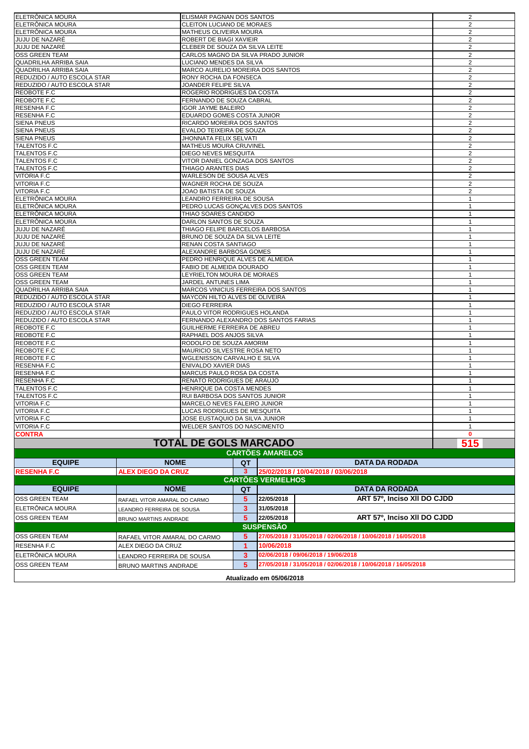| | | |
|---|---|---|
| ELETRÔNICA MOURA | ELISMAR PAGNAN DOS SANTOS | 2 |
| ELETRÔNICA MOURA | CLEITON LUCIANO DE MORAES | 2 |
| ELETRÔNICA MOURA | MATHEUS OLIVEIRA MOURA | 2 |
| JUJU DE NAZARÉ | ROBERT DE BIAGI XAVIEIR | 2 |
| JUJU DE NAZARÉ | CLEBER DE SOUZA DA SILVA LEITE | 2 |
| OSS GREEN TEAM | CARLOS MAGNO DA SILVA PRADO JUNIOR | 2 |
| QUADRILHA ARRIBA SAIA | LUCIANO MENDES DA SILVA | 2 |
| QUADRILHA ARRIBA SAIA | MARCO AURELIO MOREIRA DOS SANTOS | 2 |
| REDUZIDO / AUTO ESCOLA STAR | RONY ROCHA DA FONSECA | 2 |
| REDUZIDO / AUTO ESCOLA STAR | JOANDER FELIPE SILVA | 2 |
| REOBOTE F.C | ROGERIO RODRIGUES DA COSTA | 2 |
| REOBOTE F.C | FERNANDO DE SOUZA CABRAL | 2 |
| RESENHA F.C | IGOR JAYME BALEIRO | 2 |
| RESENHA F.C | EDUARDO GOMES COSTA JUNIOR | 2 |
| SIENA PNEUS | RICARDO MOREIRA DOS SANTOS | 2 |
| SIENA PNEUS | EVALDO TEIXEIRA DE SOUZA | 2 |
| SIENA PNEUS | JHONNATA FELIX SELVATI | 2 |
| TALENTOS F.C | MATHEUS MOURA CRUVINEL | 2 |
| TALENTOS F.C | DIEGO NEVES MESQUITA | 2 |
| TALENTOS F.C | VITOR DANIEL GONZAGA DOS SANTOS | 2 |
| TALENTOS F.C | THIAGO ARANTES DIAS | 2 |
| VITORIA F.C | WARLESON DE SOUSA ALVES | 2 |
| VITORIA F.C | WAGNER ROCHA DE SOUZA | 2 |
| VITORIA F.C | JOAO BATISTA DE SOUZA | 2 |
| ELETRÔNICA MOURA | LEANDRO FERREIRA DE SOUSA | 1 |
| ELETRÔNICA MOURA | PEDRO LUCAS GONÇALVES DOS SANTOS | 1 |
| ELETRÔNICA MOURA | THIAO SOARES CANDIDO | 1 |
| ELETRÔNICA MOURA | DARLON SANTOS DE SOUZA | 1 |
| JUJU DE NAZARÉ | THIAGO FELIPE BARCELOS BARBOSA | 1 |
| JUJU DE NAZARÉ | BRUNO DE SOUZA DA SILVA LEITE | 1 |
| JUJU DE NAZARÉ | RENAN COSTA SANTIAGO | 1 |
| JUJU DE NAZARÉ | ALEXANDRE BARBOSA GOMES | 1 |
| OSS GREEN TEAM | PEDRO HENRIQUE ALVES DE ALMEIDA | 1 |
| OSS GREEN TEAM | FABIO DE ALMEIDA DOURADO | 1 |
| OSS GREEN TEAM | LEYRIELTON MOURA DE MORAES | 1 |
| OSS GREEN TEAM | JARDEL ANTUNES LIMA | 1 |
| QUADRILHA ARRIBA SAIA | MARCOS VINICIUS FERREIRA DOS SANTOS | 1 |
| REDUZIDO / AUTO ESCOLA STAR | MAYCON HILTO ALVES DE OLIVEIRA | 1 |
| REDUZIDO / AUTO ESCOLA STAR | DIEGO FERREIRA | 1 |
| REDUZIDO / AUTO ESCOLA STAR | PAULO VITOR RODRIGUES HOLANDA | 1 |
| REDUZIDO / AUTO ESCOLA STAR | FERNANDO ALEXANDRO DOS SANTOS FARIAS | 1 |
| REOBOTE F.C | GUILHERME FERREIRA DE ABREU | 1 |
| REOBOTE F.C | RAPHAEL DOS ANJOS SILVA | 1 |
| REOBOTE F.C | RODOLFO DE SOUZA AMORIM | 1 |
| REOBOTE F.C | MAURICIO SILVESTRE ROSA NETO | 1 |
| REOBOTE F.C | WGLENISSON CARVALHO E SILVA | 1 |
| RESENHA F.C | ENIVALDO XAVIER DIAS | 1 |
| RESENHA F.C | MARCUS PAULO ROSA DA COSTA | 1 |
| RESENHA F.C | RENATO RODRIGUES DE ARAUJO | 1 |
| TALENTOS F.C | HENRIQUE DA COSTA MENDES | 1 |
| TALENTOS F.C | RUI BARBOSA DOS SANTOS JUNIOR | 1 |
| VITORIA F.C | MARCELO NEVES FALEIRO JUNIOR | 1 |
| VITORIA F.C | LUCAS RODRIGUES DE MESQUITA | 1 |
| VITORIA F.C | JOSE EUSTAQUIO DA SILVA JUNIOR | 1 |
| VITORIA F.C | WELDER SANTOS DO NASCIMENTO | 1 |
| **CONTRA** | | **0** |
| **TOTAL DE GOLS MARCADO** | | **515** |

## CARTÕES AMARELOS

| EQUIPE | NOME | QT | DATA DA RODADA |
|---|---|---|---|
| **RESENHA F.C** | **ALEX DIEGO DA CRUZ** | **3** | **25/02/2018 / 10/04/2018 / 03/06/2018** |

## CARTÕES VERMELHOS

| EQUIPE | NOME | QT | DATA DA RODADA | |
|---|---|---|---|---|
| OSS GREEN TEAM | RAFAEL VITOR AMARAL DO CARMO | 5 | 22/05/2018 | ART 57º, Inciso XII DO CJDD |
| ELETRÔNICA MOURA | LEANDRO FERREIRA DE SOUSA | 3 | 31/05/2018 | |
| OSS GREEN TEAM | BRUNO MARTINS ANDRADE | 5 | 22/05/2018 | ART 57º, Inciso XII DO CJDD |

## SUSPENSÃO

| | | | |
|---|---|---|---|
| OSS GREEN TEAM | RAFAEL VITOR AMARAL DO CARMO | 5 | 27/05/2018 / 31/05/2018 / 02/06/2018 / 10/06/2018 / 16/05/2018 |
| RESENHA F.C | ALEX DIEGO DA CRUZ | 1 | 10/06/2018 |
| ELETRÔNICA MOURA | LEANDRO FERREIRA DE SOUSA | 3 | 02/06/2018 / 09/06/2018 / 19/06/2018 |
| OSS GREEN TEAM | BRUNO MARTINS ANDRADE | 5 | 27/05/2018 / 31/05/2018 / 02/06/2018 / 10/06/2018 / 16/05/2018 |

**Atualizado em 05/06/2018**